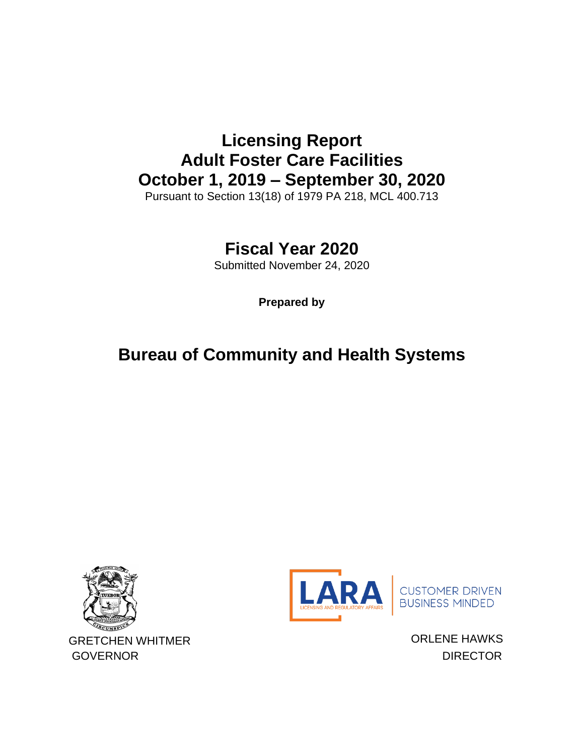# Licensing Report
# Adult Foster Care Facilities
# October 1, 2019 – September 30, 2020

Pursuant to Section 13(18) of 1979 PA 218, MCL 400.713

## Fiscal Year 2020

Submitted November 24, 2020

**Prepared by**

## Bureau of Community and Health Systems

LARA LICENSING AND REGULATORY AFFAIRS

CUSTOMER DRIVEN BUSINESS MINDED

GRETCHEN WHITMER
GOVERNOR

ORLENE HAWKS
DIRECTOR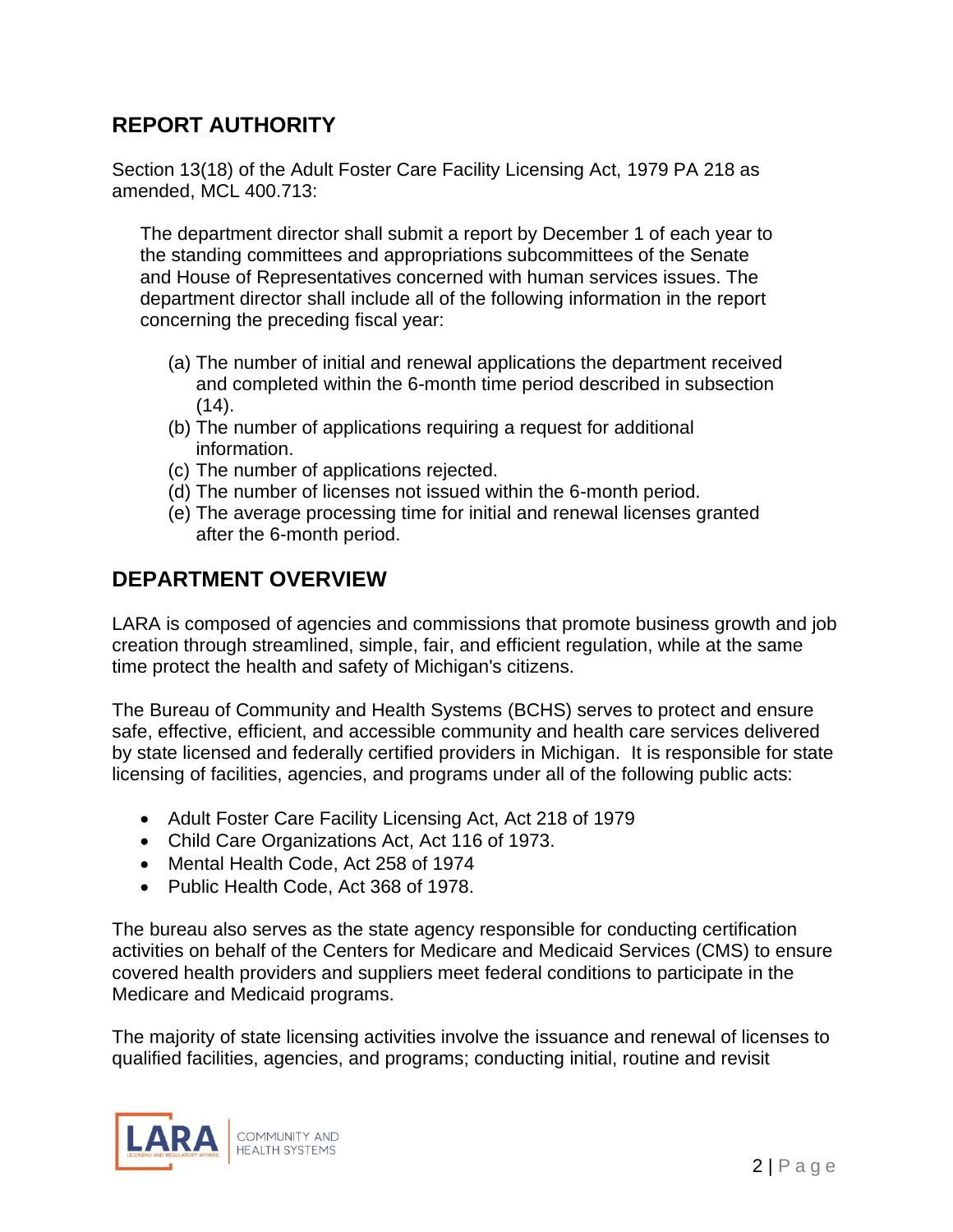## REPORT AUTHORITY

Section 13(18) of the Adult Foster Care Facility Licensing Act, 1979 PA 218 as amended, MCL 400.713:

> The department director shall submit a report by December 1 of each year to the standing committees and appropriations subcommittees of the Senate and House of Representatives concerned with human services issues. The department director shall include all of the following information in the report concerning the preceding fiscal year:
>
> (a) The number of initial and renewal applications the department received and completed within the 6-month time period described in subsection (14).
> (b) The number of applications requiring a request for additional information.
> (c) The number of applications rejected.
> (d) The number of licenses not issued within the 6-month period.
> (e) The average processing time for initial and renewal licenses granted after the 6-month period.

## DEPARTMENT OVERVIEW

LARA is composed of agencies and commissions that promote business growth and job creation through streamlined, simple, fair, and efficient regulation, while at the same time protect the health and safety of Michigan's citizens.

The Bureau of Community and Health Systems (BCHS) serves to protect and ensure safe, effective, efficient, and accessible community and health care services delivered by state licensed and federally certified providers in Michigan. It is responsible for state licensing of facilities, agencies, and programs under all of the following public acts:

- Adult Foster Care Facility Licensing Act, Act 218 of 1979
- Child Care Organizations Act, Act 116 of 1973.
- Mental Health Code, Act 258 of 1974
- Public Health Code, Act 368 of 1978.

The bureau also serves as the state agency responsible for conducting certification activities on behalf of the Centers for Medicare and Medicaid Services (CMS) to ensure covered health providers and suppliers meet federal conditions to participate in the Medicare and Medicaid programs.

The majority of state licensing activities involve the issuance and renewal of licenses to qualified facilities, agencies, and programs; conducting initial, routine and revisit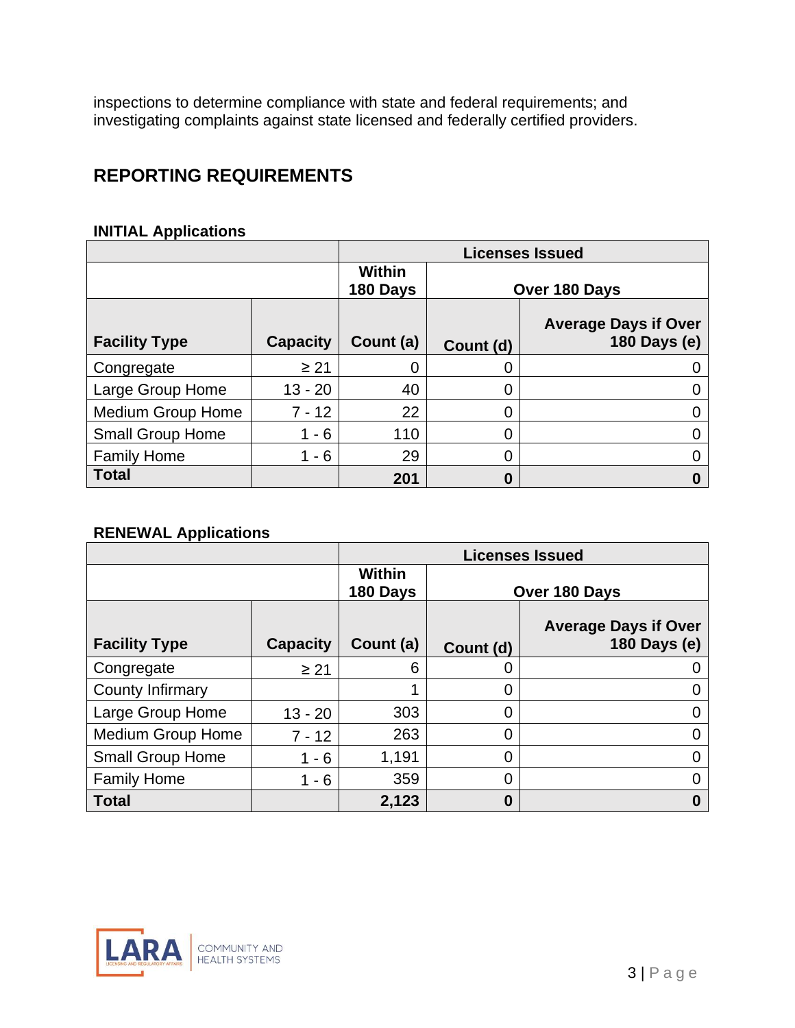inspections to determine compliance with state and federal requirements; and investigating complaints against state licensed and federally certified providers.

## REPORTING REQUIREMENTS

### INITIAL Applications

| | | Licenses Issued | | |
|---|---|---|---|---|
| | | Within 180 Days | Over 180 Days | |
| **Facility Type** | **Capacity** | **Count (a)** | **Count (d)** | **Average Days if Over 180 Days (e)** |
| Congregate | ≥ 21 | 0 | 0 | 0 |
| Large Group Home | 13 - 20 | 40 | 0 | 0 |
| Medium Group Home | 7 - 12 | 22 | 0 | 0 |
| Small Group Home | 1 - 6 | 110 | 0 | 0 |
| Family Home | 1 - 6 | 29 | 0 | 0 |
| **Total** | | **201** | **0** | **0** |

### RENEWAL Applications

| | | Licenses Issued | | |
|---|---|---|---|---|
| | | Within 180 Days | Over 180 Days | |
| **Facility Type** | **Capacity** | **Count (a)** | **Count (d)** | **Average Days if Over 180 Days (e)** |
| Congregate | ≥ 21 | 6 | 0 | 0 |
| County Infirmary | | 1 | 0 | 0 |
| Large Group Home | 13 - 20 | 303 | 0 | 0 |
| Medium Group Home | 7 - 12 | 263 | 0 | 0 |
| Small Group Home | 1 - 6 | 1,191 | 0 | 0 |
| Family Home | 1 - 6 | 359 | 0 | 0 |
| **Total** | | **2,123** | **0** | **0** |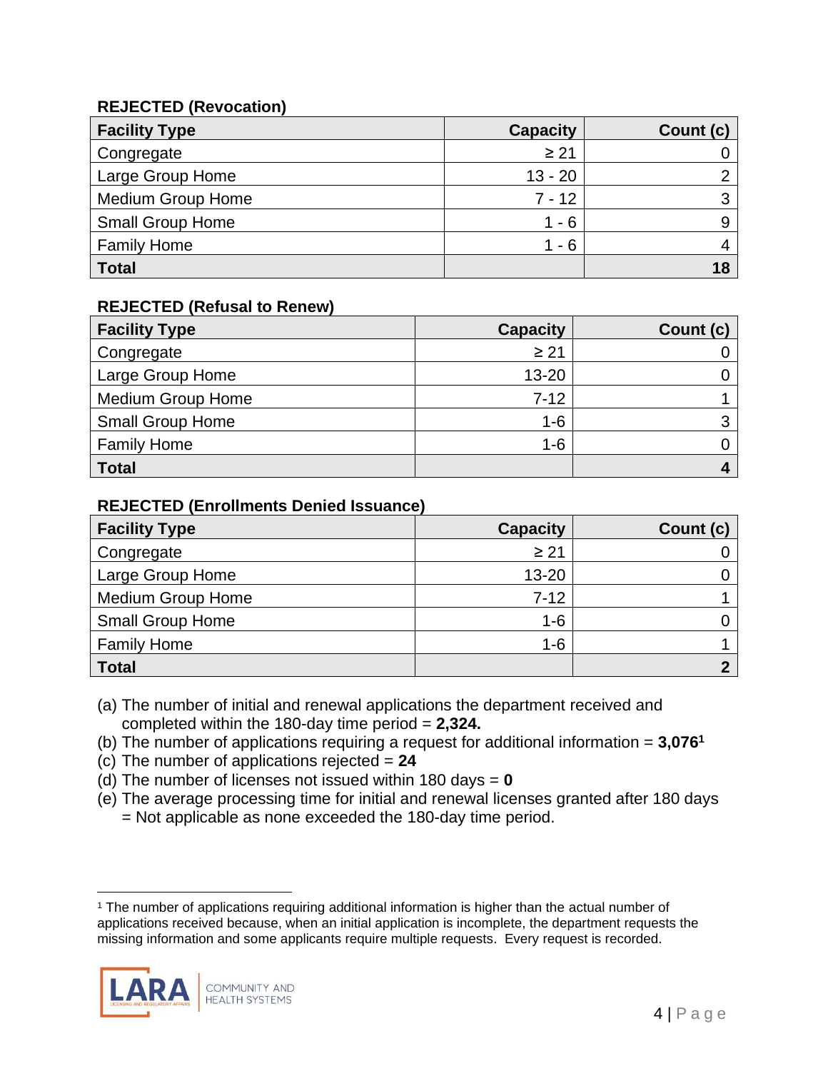**REJECTED (Revocation)**

| Facility Type | Capacity | Count (c) |
|---|---|---|
| Congregate | ≥ 21 | 0 |
| Large Group Home | 13 - 20 | 2 |
| Medium Group Home | 7 - 12 | 3 |
| Small Group Home | 1 - 6 | 9 |
| Family Home | 1 - 6 | 4 |
| **Total** | | **18** |

**REJECTED (Refusal to Renew)**

| Facility Type | Capacity | Count (c) |
|---|---|---|
| Congregate | ≥ 21 | 0 |
| Large Group Home | 13-20 | 0 |
| Medium Group Home | 7-12 | 1 |
| Small Group Home | 1-6 | 3 |
| Family Home | 1-6 | 0 |
| **Total** | | **4** |

**REJECTED (Enrollments Denied Issuance)**

| Facility Type | Capacity | Count (c) |
|---|---|---|
| Congregate | ≥ 21 | 0 |
| Large Group Home | 13-20 | 0 |
| Medium Group Home | 7-12 | 1 |
| Small Group Home | 1-6 | 0 |
| Family Home | 1-6 | 1 |
| **Total** | | **2** |

(a) The number of initial and renewal applications the department received and completed within the 180-day time period = **2,324.**

(b) The number of applications requiring a request for additional information = **3,076**[1]

(c) The number of applications rejected = **24**

(d) The number of licenses not issued within 180 days = **0**

(e) The average processing time for initial and renewal licenses granted after 180 days = Not applicable as none exceeded the 180-day time period.

[1] The number of applications requiring additional information is higher than the actual number of applications received because, when an initial application is incomplete, the department requests the missing information and some applicants require multiple requests. Every request is recorded.